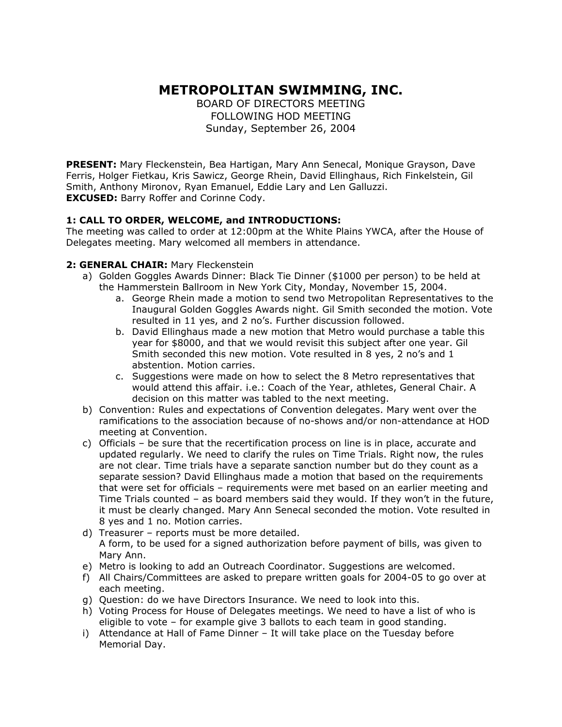# METROPOLITAN SWIMMING, INC.

BOARD OF DIRECTORS MEETING
FOLLOWING HOD MEETING
Sunday, September 26, 2004

**PRESENT:** Mary Fleckenstein, Bea Hartigan, Mary Ann Senecal, Monique Grayson, Dave Ferris, Holger Fietkau, Kris Sawicz, George Rhein, David Ellinghaus, Rich Finkelstein, Gil Smith, Anthony Mironov, Ryan Emanuel, Eddie Lary and Len Galluzzi.
**EXCUSED:** Barry Roffer and Corinne Cody.

**1: CALL TO ORDER, WELCOME, and INTRODUCTIONS:**
The meeting was called to order at 12:00pm at the White Plains YWCA, after the House of Delegates meeting. Mary welcomed all members in attendance.

**2: GENERAL CHAIR:** Mary Fleckenstein

a) Golden Goggles Awards Dinner: Black Tie Dinner ($1000 per person) to be held at the Hammerstein Ballroom in New York City, Monday, November 15, 2004.
   a. George Rhein made a motion to send two Metropolitan Representatives to the Inaugural Golden Goggles Awards night. Gil Smith seconded the motion. Vote resulted in 11 yes, and 2 no's. Further discussion followed.
   b. David Ellinghaus made a new motion that Metro would purchase a table this year for $8000, and that we would revisit this subject after one year. Gil Smith seconded this new motion. Vote resulted in 8 yes, 2 no's and 1 abstention. Motion carries.
   c. Suggestions were made on how to select the 8 Metro representatives that would attend this affair. i.e.: Coach of the Year, athletes, General Chair. A decision on this matter was tabled to the next meeting.

b) Convention: Rules and expectations of Convention delegates. Mary went over the ramifications to the association because of no-shows and/or non-attendance at HOD meeting at Convention.

c) Officials – be sure that the recertification process on line is in place, accurate and updated regularly. We need to clarify the rules on Time Trials. Right now, the rules are not clear. Time trials have a separate sanction number but do they count as a separate session? David Ellinghaus made a motion that based on the requirements that were set for officials – requirements were met based on an earlier meeting and Time Trials counted – as board members said they would. If they won't in the future, it must be clearly changed. Mary Ann Senecal seconded the motion. Vote resulted in 8 yes and 1 no. Motion carries.

d) Treasurer – reports must be more detailed.
   A form, to be used for a signed authorization before payment of bills, was given to Mary Ann.

e) Metro is looking to add an Outreach Coordinator. Suggestions are welcomed.

f) All Chairs/Committees are asked to prepare written goals for 2004-05 to go over at each meeting.

g) Question: do we have Directors Insurance. We need to look into this.

h) Voting Process for House of Delegates meetings. We need to have a list of who is eligible to vote – for example give 3 ballots to each team in good standing.

i) Attendance at Hall of Fame Dinner – It will take place on the Tuesday before Memorial Day.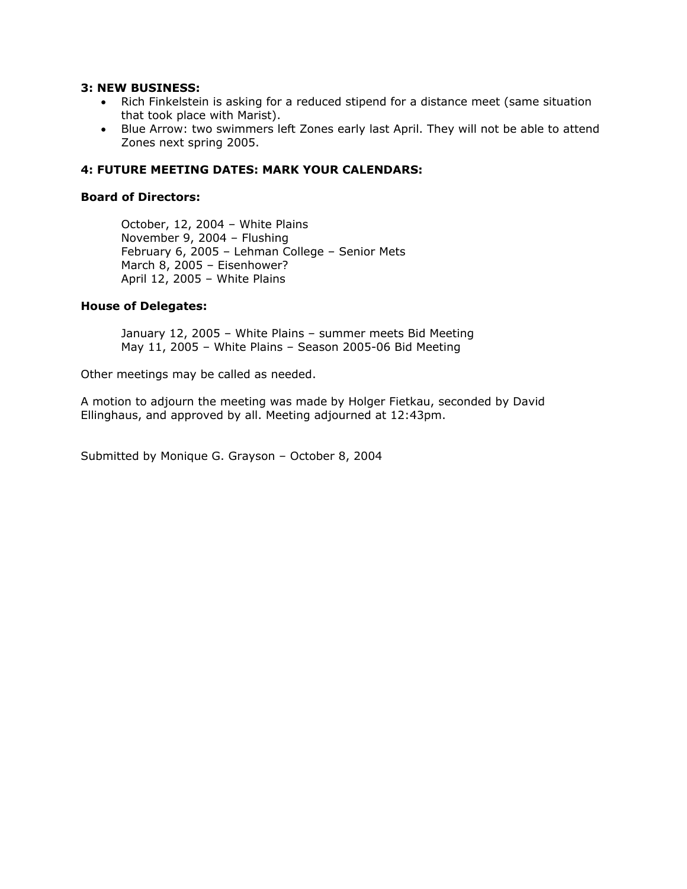**3: NEW BUSINESS:**

- Rich Finkelstein is asking for a reduced stipend for a distance meet (same situation that took place with Marist).
- Blue Arrow: two swimmers left Zones early last April. They will not be able to attend Zones next spring 2005.

**4: FUTURE MEETING DATES: MARK YOUR CALENDARS:**

**Board of Directors:**

October, 12, 2004 – White Plains
November 9, 2004 – Flushing
February 6, 2005 – Lehman College – Senior Mets
March 8, 2005 – Eisenhower?
April 12, 2005 – White Plains

**House of Delegates:**

January 12, 2005 – White Plains – summer meets Bid Meeting
May 11, 2005 – White Plains – Season 2005-06 Bid Meeting

Other meetings may be called as needed.

A motion to adjourn the meeting was made by Holger Fietkau, seconded by David Ellinghaus, and approved by all. Meeting adjourned at 12:43pm.

Submitted by Monique G. Grayson – October 8, 2004